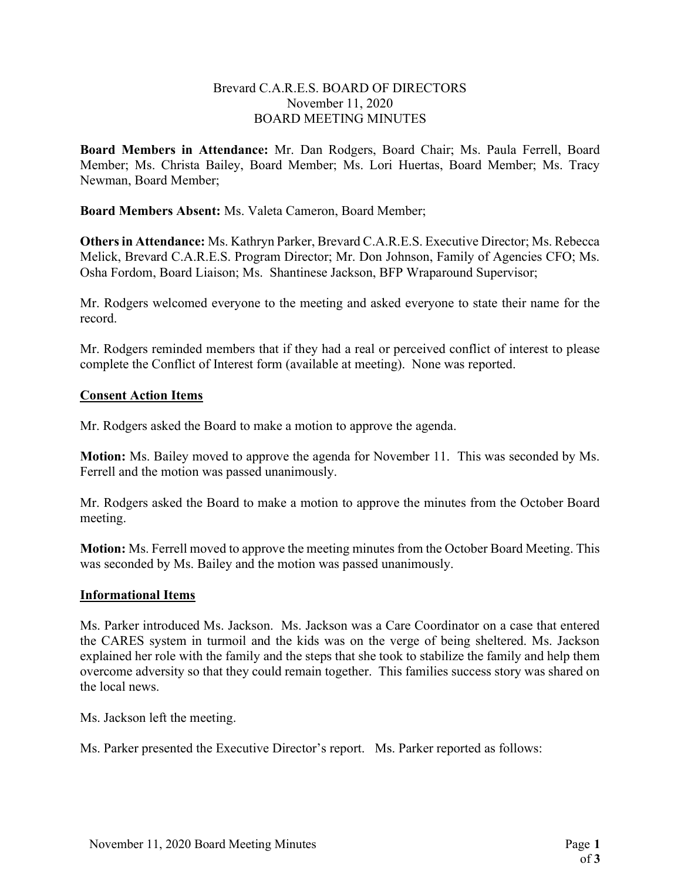Brevard C.A.R.E.S. BOARD OF DIRECTORS
November 11, 2020
BOARD MEETING MINUTES

**Board Members in Attendance:** Mr. Dan Rodgers, Board Chair; Ms. Paula Ferrell, Board Member; Ms. Christa Bailey, Board Member; Ms. Lori Huertas, Board Member; Ms. Tracy Newman, Board Member;

**Board Members Absent:** Ms. Valeta Cameron, Board Member;

**Others in Attendance:** Ms. Kathryn Parker, Brevard C.A.R.E.S. Executive Director; Ms. Rebecca Melick, Brevard C.A.R.E.S. Program Director; Mr. Don Johnson, Family of Agencies CFO; Ms. Osha Fordom, Board Liaison; Ms. Shantinese Jackson, BFP Wraparound Supervisor;

Mr. Rodgers welcomed everyone to the meeting and asked everyone to state their name for the record.

Mr. Rodgers reminded members that if they had a real or perceived conflict of interest to please complete the Conflict of Interest form (available at meeting). None was reported.

## Consent Action Items

Mr. Rodgers asked the Board to make a motion to approve the agenda.

**Motion:** Ms. Bailey moved to approve the agenda for November 11. This was seconded by Ms. Ferrell and the motion was passed unanimously.

Mr. Rodgers asked the Board to make a motion to approve the minutes from the October Board meeting.

**Motion:** Ms. Ferrell moved to approve the meeting minutes from the October Board Meeting. This was seconded by Ms. Bailey and the motion was passed unanimously.

## Informational Items

Ms. Parker introduced Ms. Jackson. Ms. Jackson was a Care Coordinator on a case that entered the CARES system in turmoil and the kids was on the verge of being sheltered. Ms. Jackson explained her role with the family and the steps that she took to stabilize the family and help them overcome adversity so that they could remain together. This families success story was shared on the local news.

Ms. Jackson left the meeting.

Ms. Parker presented the Executive Director's report. Ms. Parker reported as follows: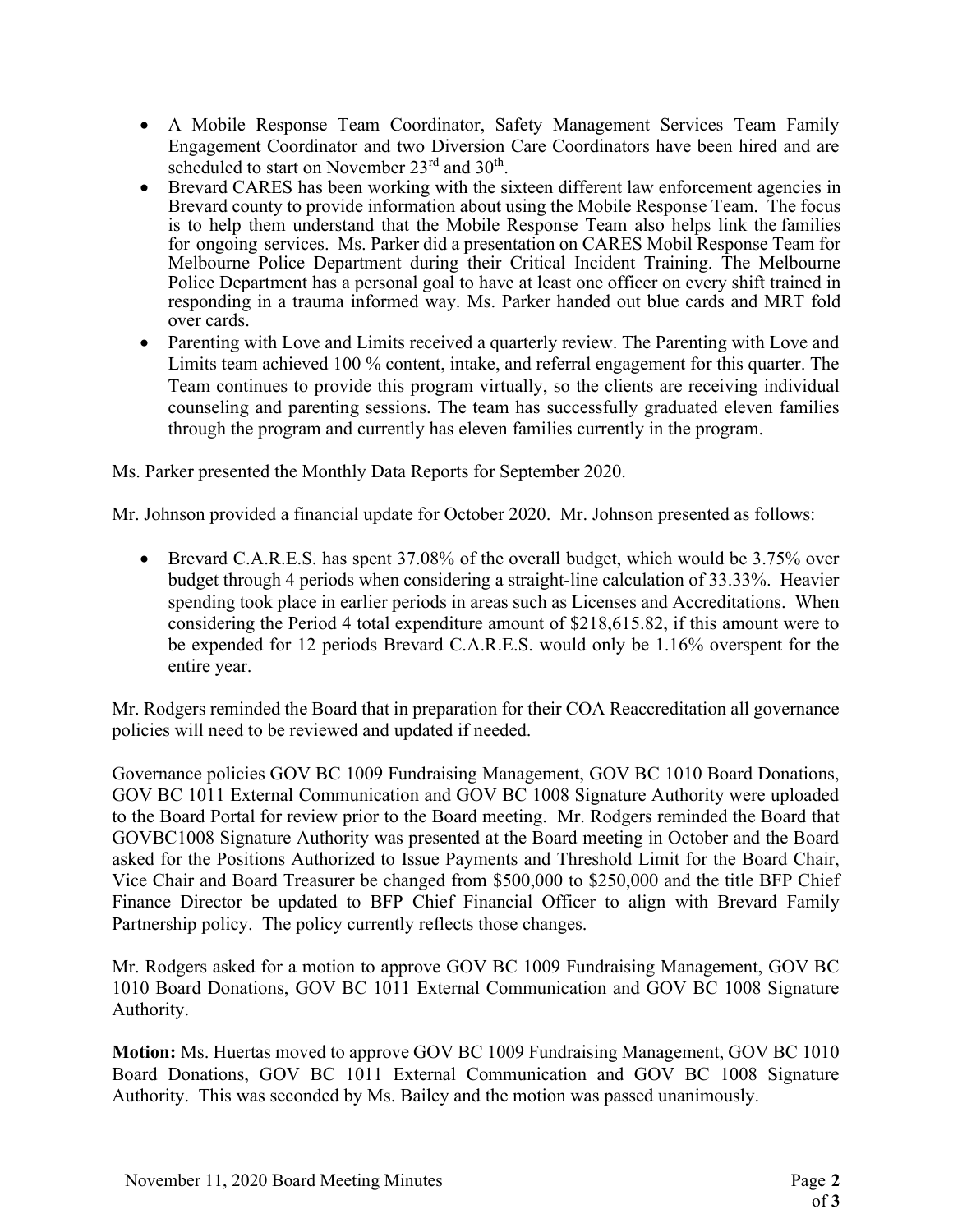- A Mobile Response Team Coordinator, Safety Management Services Team Family Engagement Coordinator and two Diversion Care Coordinators have been hired and are scheduled to start on November 23rd and 30th.
- Brevard CARES has been working with the sixteen different law enforcement agencies in Brevard county to provide information about using the Mobile Response Team. The focus is to help them understand that the Mobile Response Team also helps link the families for ongoing services. Ms. Parker did a presentation on CARES Mobil Response Team for Melbourne Police Department during their Critical Incident Training. The Melbourne Police Department has a personal goal to have at least one officer on every shift trained in responding in a trauma informed way. Ms. Parker handed out blue cards and MRT fold over cards.
- Parenting with Love and Limits received a quarterly review. The Parenting with Love and Limits team achieved 100 % content, intake, and referral engagement for this quarter. The Team continues to provide this program virtually, so the clients are receiving individual counseling and parenting sessions. The team has successfully graduated eleven families through the program and currently has eleven families currently in the program.

Ms. Parker presented the Monthly Data Reports for September 2020.

Mr. Johnson provided a financial update for October 2020. Mr. Johnson presented as follows:

- Brevard C.A.R.E.S. has spent 37.08% of the overall budget, which would be 3.75% over budget through 4 periods when considering a straight-line calculation of 33.33%. Heavier spending took place in earlier periods in areas such as Licenses and Accreditations. When considering the Period 4 total expenditure amount of $218,615.82, if this amount were to be expended for 12 periods Brevard C.A.R.E.S. would only be 1.16% overspent for the entire year.

Mr. Rodgers reminded the Board that in preparation for their COA Reaccreditation all governance policies will need to be reviewed and updated if needed.

Governance policies GOV BC 1009 Fundraising Management, GOV BC 1010 Board Donations, GOV BC 1011 External Communication and GOV BC 1008 Signature Authority were uploaded to the Board Portal for review prior to the Board meeting. Mr. Rodgers reminded the Board that GOVBC1008 Signature Authority was presented at the Board meeting in October and the Board asked for the Positions Authorized to Issue Payments and Threshold Limit for the Board Chair, Vice Chair and Board Treasurer be changed from $500,000 to $250,000 and the title BFP Chief Finance Director be updated to BFP Chief Financial Officer to align with Brevard Family Partnership policy. The policy currently reflects those changes.

Mr. Rodgers asked for a motion to approve GOV BC 1009 Fundraising Management, GOV BC 1010 Board Donations, GOV BC 1011 External Communication and GOV BC 1008 Signature Authority.

**Motion:** Ms. Huertas moved to approve GOV BC 1009 Fundraising Management, GOV BC 1010 Board Donations, GOV BC 1011 External Communication and GOV BC 1008 Signature Authority. This was seconded by Ms. Bailey and the motion was passed unanimously.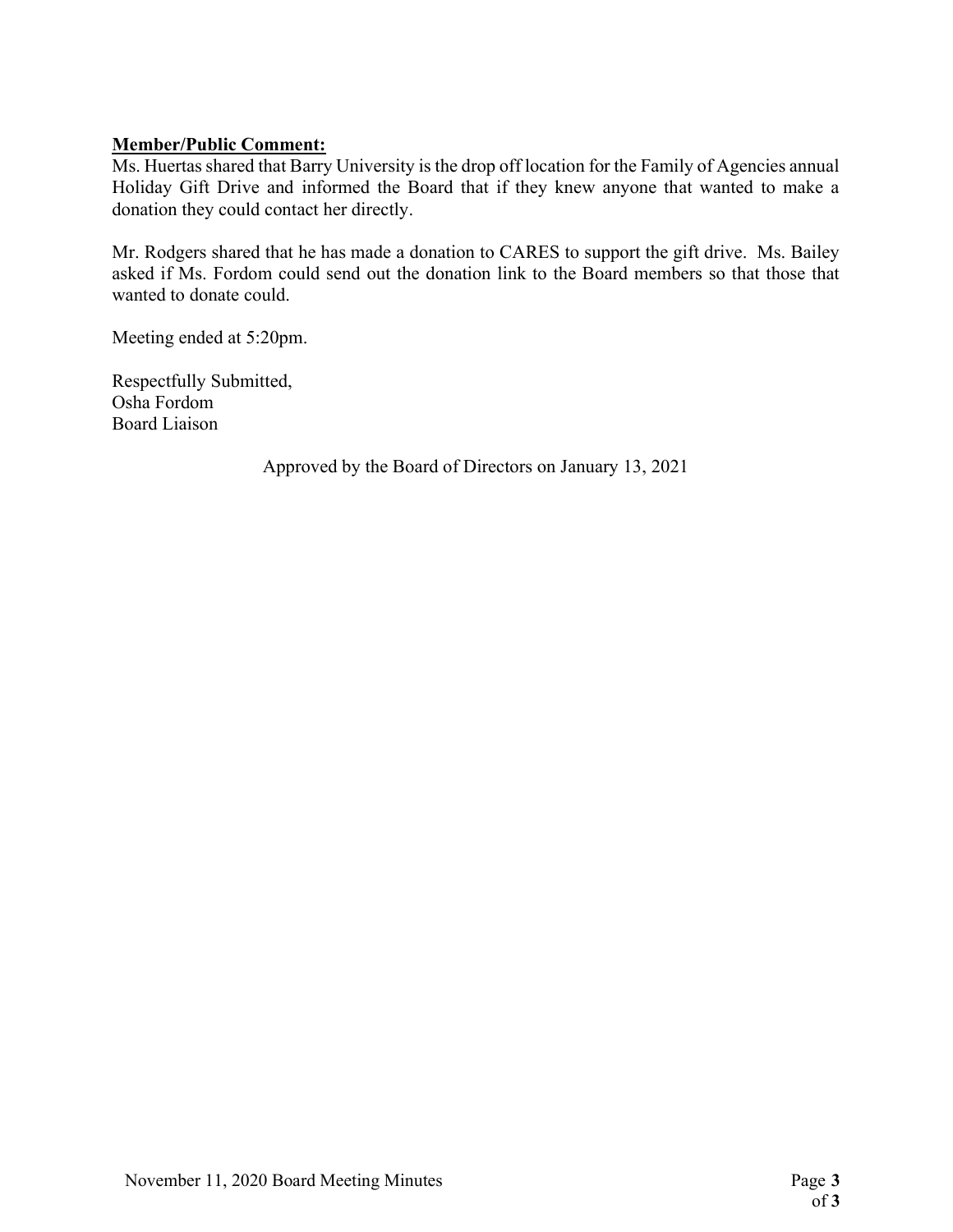**Member/Public Comment:**

Ms. Huertas shared that Barry University is the drop off location for the Family of Agencies annual Holiday Gift Drive and informed the Board that if they knew anyone that wanted to make a donation they could contact her directly.

Mr. Rodgers shared that he has made a donation to CARES to support the gift drive. Ms. Bailey asked if Ms. Fordom could send out the donation link to the Board members so that those that wanted to donate could.

Meeting ended at 5:20pm.

Respectfully Submitted,
Osha Fordom
Board Liaison

Approved by the Board of Directors on January 13, 2021